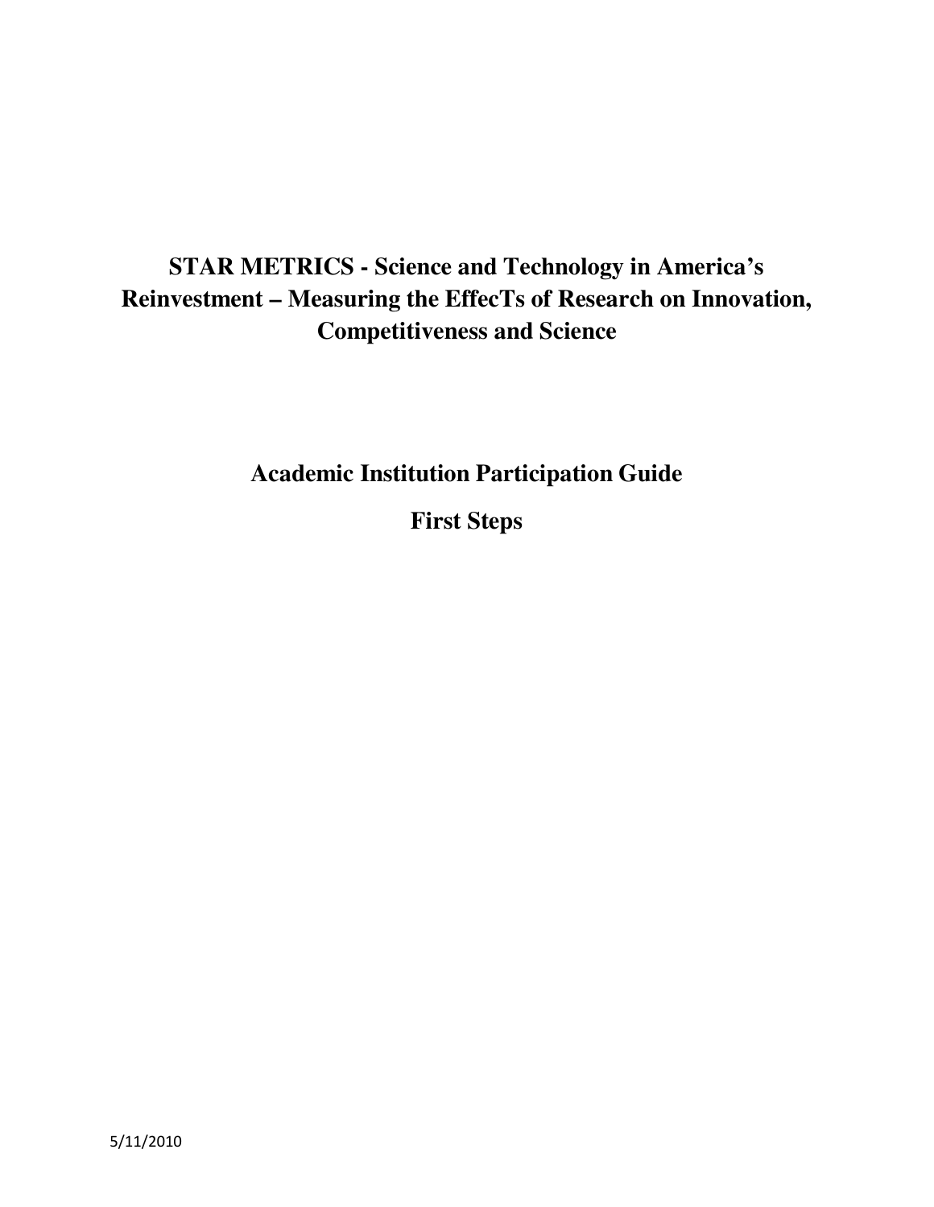# STAR METRICS - Science and Technology in America's Reinvestment – Measuring the EffecTs of Research on Innovation, Competitiveness and Science

## Academic Institution Participation Guide

## First Steps

5/11/2010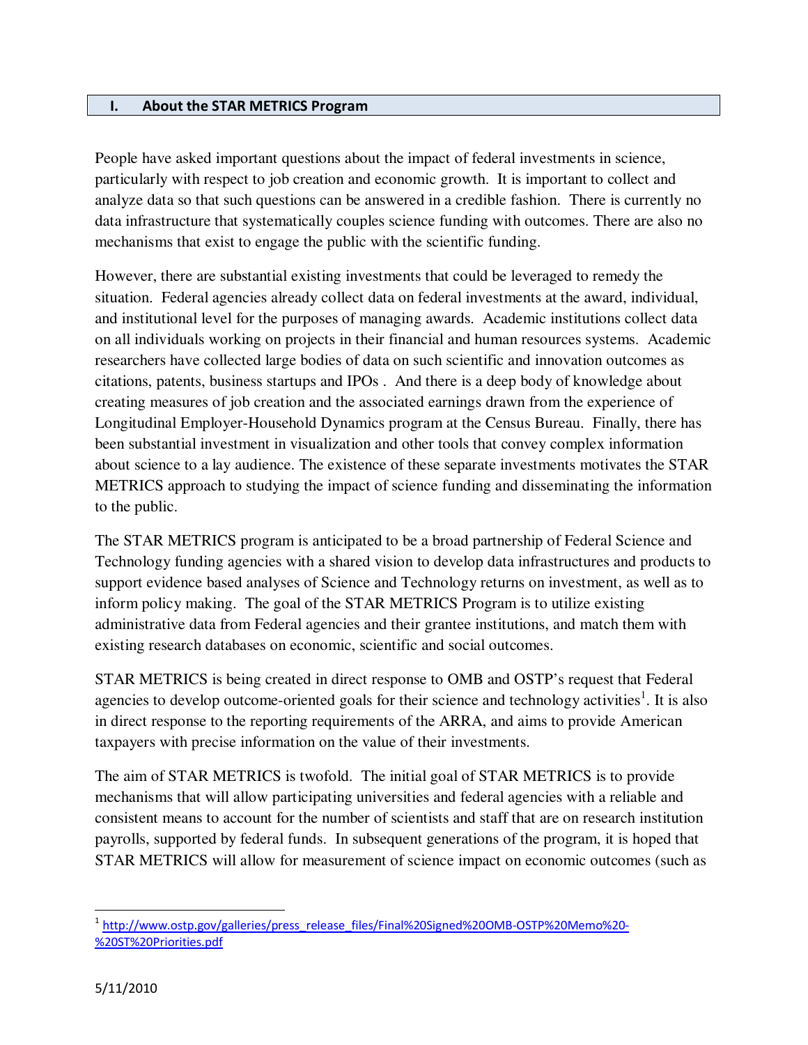## I. About the STAR METRICS Program

People have asked important questions about the impact of federal investments in science, particularly with respect to job creation and economic growth. It is important to collect and analyze data so that such questions can be answered in a credible fashion. There is currently no data infrastructure that systematically couples science funding with outcomes. There are also no mechanisms that exist to engage the public with the scientific funding.

However, there are substantial existing investments that could be leveraged to remedy the situation. Federal agencies already collect data on federal investments at the award, individual, and institutional level for the purposes of managing awards. Academic institutions collect data on all individuals working on projects in their financial and human resources systems. Academic researchers have collected large bodies of data on such scientific and innovation outcomes as citations, patents, business startups and IPOs . And there is a deep body of knowledge about creating measures of job creation and the associated earnings drawn from the experience of Longitudinal Employer-Household Dynamics program at the Census Bureau. Finally, there has been substantial investment in visualization and other tools that convey complex information about science to a lay audience. The existence of these separate investments motivates the STAR METRICS approach to studying the impact of science funding and disseminating the information to the public.

The STAR METRICS program is anticipated to be a broad partnership of Federal Science and Technology funding agencies with a shared vision to develop data infrastructures and products to support evidence based analyses of Science and Technology returns on investment, as well as to inform policy making. The goal of the STAR METRICS Program is to utilize existing administrative data from Federal agencies and their grantee institutions, and match them with existing research databases on economic, scientific and social outcomes.

STAR METRICS is being created in direct response to OMB and OSTP's request that Federal agencies to develop outcome-oriented goals for their science and technology activities[1]. It is also in direct response to the reporting requirements of the ARRA, and aims to provide American taxpayers with precise information on the value of their investments.

The aim of STAR METRICS is twofold. The initial goal of STAR METRICS is to provide mechanisms that will allow participating universities and federal agencies with a reliable and consistent means to account for the number of scientists and staff that are on research institution payrolls, supported by federal funds. In subsequent generations of the program, it is hoped that STAR METRICS will allow for measurement of science impact on economic outcomes (such as

[1] http://www.ostp.gov/galleries/press_release_files/Final%20Signed%20OMB-OSTP%20Memo%20-%20ST%20Priorities.pdf

5/11/2010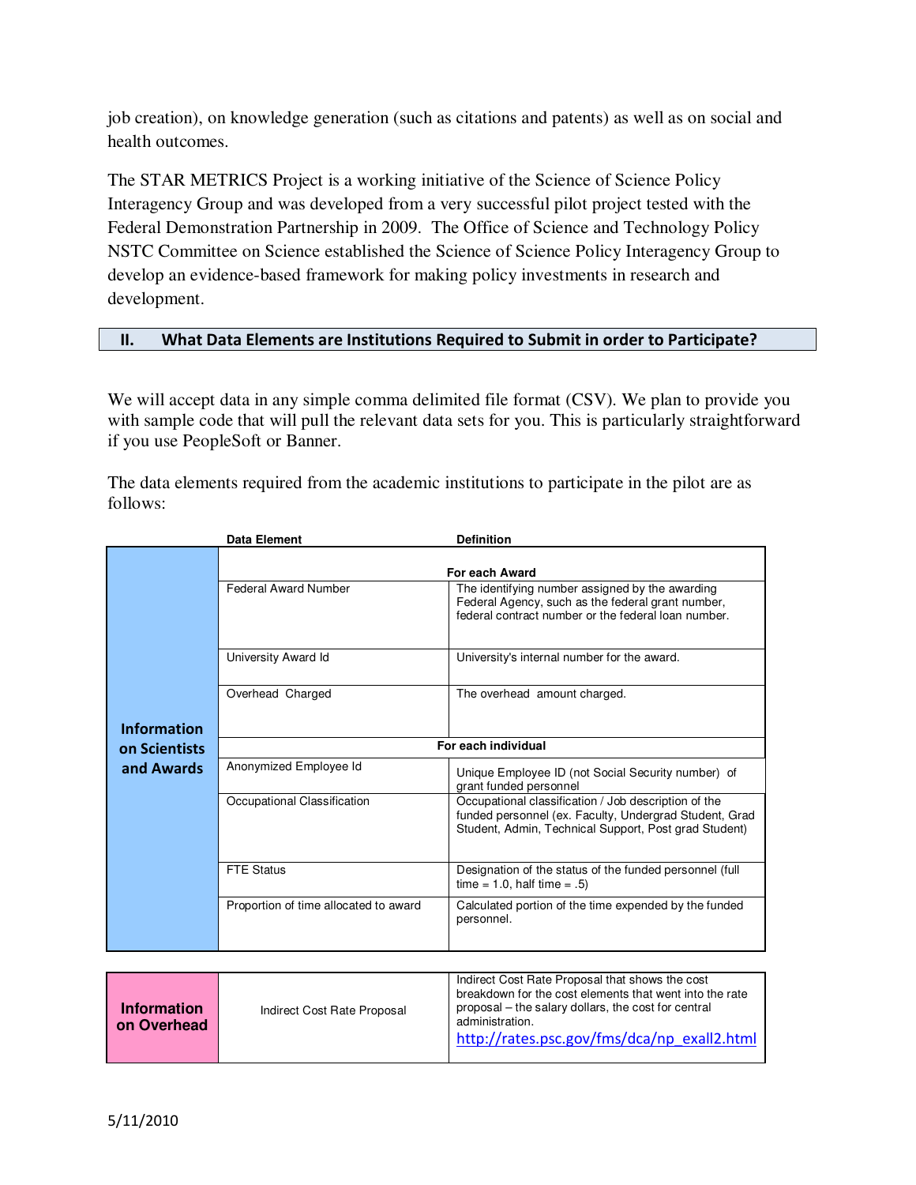job creation), on knowledge generation (such as citations and patents) as well as on social and health outcomes.

The STAR METRICS Project is a working initiative of the Science of Science Policy Interagency Group and was developed from a very successful pilot project tested with the Federal Demonstration Partnership in 2009. The Office of Science and Technology Policy NSTC Committee on Science established the Science of Science Policy Interagency Group to develop an evidence-based framework for making policy investments in research and development.

## II. What Data Elements are Institutions Required to Submit in order to Participate?

We will accept data in any simple comma delimited file format (CSV). We plan to provide you with sample code that will pull the relevant data sets for you. This is particularly straightforward if you use PeopleSoft or Banner.

The data elements required from the academic institutions to participate in the pilot are as follows:

| | Data Element | Definition |
|---|---|---|
| **Information on Scientists and Awards** | **For each Award** | |
| | Federal Award Number | The identifying number assigned by the awarding Federal Agency, such as the federal grant number, federal contract number or the federal loan number. |
| | University Award Id | University's internal number for the award. |
| | Overhead Charged | The overhead amount charged. |
| | **For each individual** | |
| | Anonymized Employee Id | Unique Employee ID (not Social Security number) of grant funded personnel |
| | Occupational Classification | Occupational classification / Job description of the funded personnel (ex. Faculty, Undergrad Student, Grad Student, Admin, Technical Support, Post grad Student) |
| | FTE Status | Designation of the status of the funded personnel (full time = 1.0, half time = .5) |
| | Proportion of time allocated to award | Calculated portion of the time expended by the funded personnel. |

| | | |
|---|---|---|
| **Information on Overhead** | Indirect Cost Rate Proposal | Indirect Cost Rate Proposal that shows the cost breakdown for the cost elements that went into the rate proposal – the salary dollars, the cost for central administration. http://rates.psc.gov/fms/dca/np_exall2.html |

5/11/2010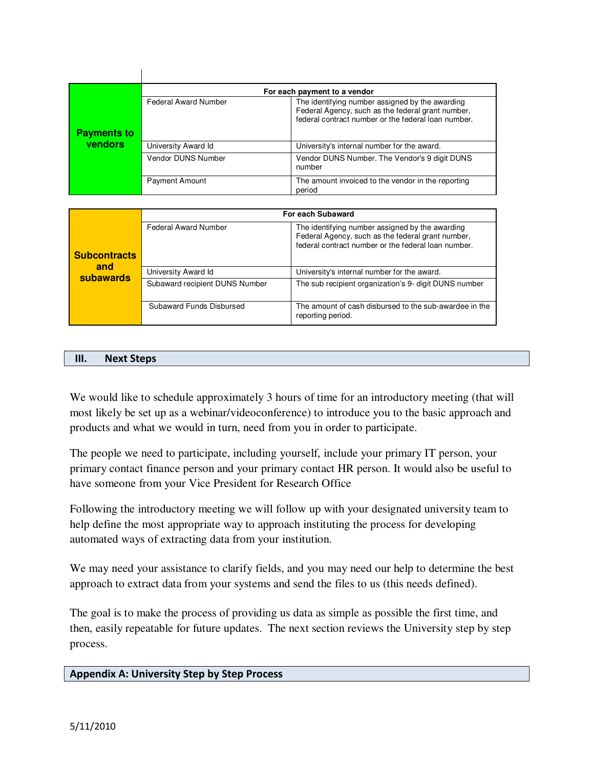| Payments to vendors | For each payment to a vendor | |
|---|---|---|
| | Federal Award Number | The identifying number assigned by the awarding Federal Agency, such as the federal grant number, federal contract number or the federal loan number. |
| | University Award Id | University's internal number for the award. |
| | Vendor DUNS Number | Vendor DUNS Number. The Vendor's 9 digit DUNS number |
| | Payment Amount | The amount invoiced to the vendor in the reporting period |

| Subcontracts and subawards | For each Subaward | |
|---|---|---|
| | Federal Award Number | The identifying number assigned by the awarding Federal Agency, such as the federal grant number, federal contract number or the federal loan number. |
| | University Award Id | University's internal number for the award. |
| | Subaward recipient DUNS Number | The sub recipient organization's 9- digit DUNS number |
| | Subaward Funds Disbursed | The amount of cash disbursed to the sub-awardee in the reporting period. |

## III. Next Steps

We would like to schedule approximately 3 hours of time for an introductory meeting (that will most likely be set up as a webinar/videoconference) to introduce you to the basic approach and products and what we would in turn, need from you in order to participate.

The people we need to participate, including yourself, include your primary IT person, your primary contact finance person and your primary contact HR person. It would also be useful to have someone from your Vice President for Research Office

Following the introductory meeting we will follow up with your designated university team to help define the most appropriate way to approach instituting the process for developing automated ways of extracting data from your institution.

We may need your assistance to clarify fields, and you may need our help to determine the best approach to extract data from your systems and send the files to us (this needs defined).

The goal is to make the process of providing us data as simple as possible the first time, and then, easily repeatable for future updates. The next section reviews the University step by step process.

## Appendix A: University Step by Step Process

5/11/2010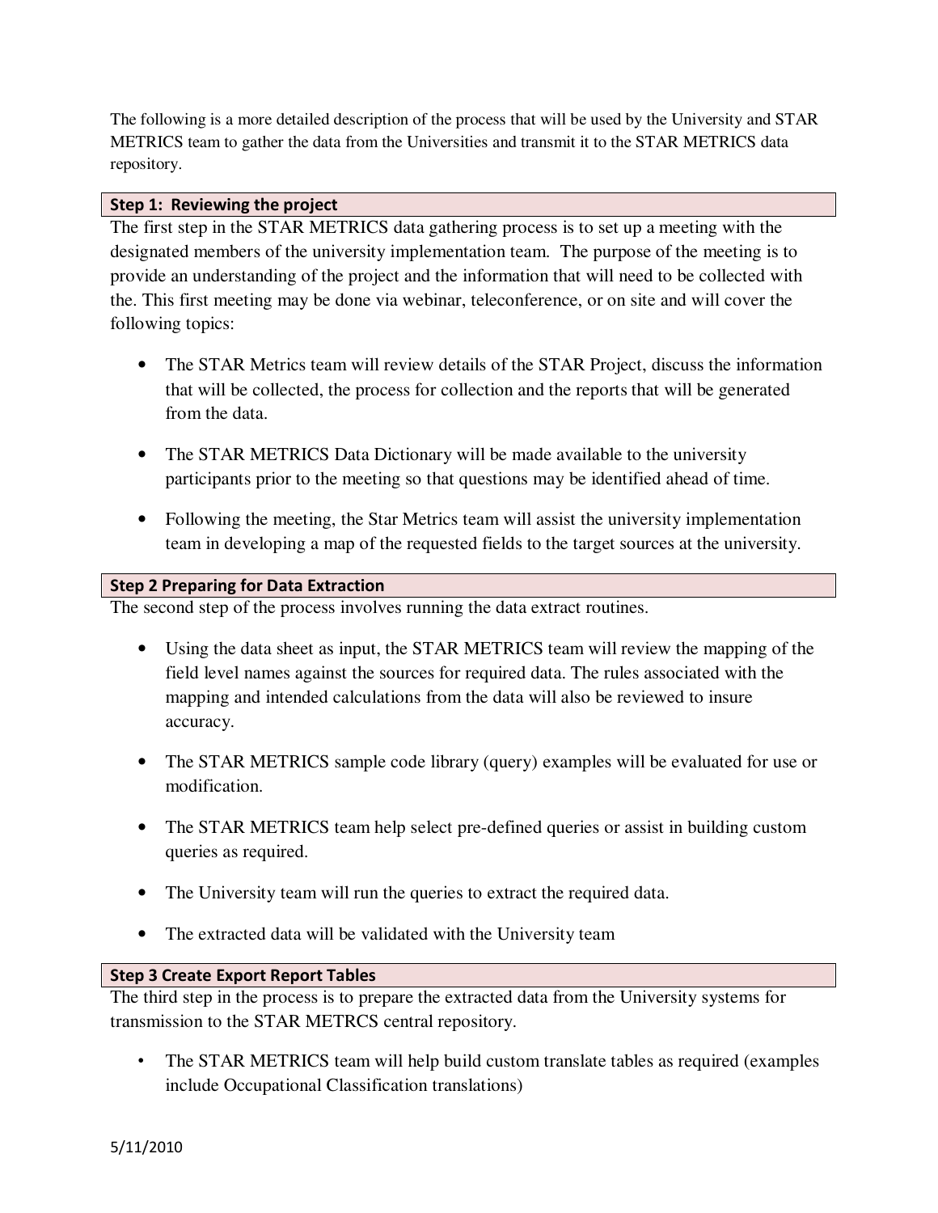The following is a more detailed description of the process that will be used by the University and STAR METRICS team to gather the data from the Universities and transmit it to the STAR METRICS data repository.

### Step 1: Reviewing the project

The first step in the STAR METRICS data gathering process is to set up a meeting with the designated members of the university implementation team. The purpose of the meeting is to provide an understanding of the project and the information that will need to be collected with the. This first meeting may be done via webinar, teleconference, or on site and will cover the following topics:

- The STAR Metrics team will review details of the STAR Project, discuss the information that will be collected, the process for collection and the reports that will be generated from the data.
- The STAR METRICS Data Dictionary will be made available to the university participants prior to the meeting so that questions may be identified ahead of time.
- Following the meeting, the Star Metrics team will assist the university implementation team in developing a map of the requested fields to the target sources at the university.

### Step 2 Preparing for Data Extraction

The second step of the process involves running the data extract routines.

- Using the data sheet as input, the STAR METRICS team will review the mapping of the field level names against the sources for required data. The rules associated with the mapping and intended calculations from the data will also be reviewed to insure accuracy.
- The STAR METRICS sample code library (query) examples will be evaluated for use or modification.
- The STAR METRICS team help select pre-defined queries or assist in building custom queries as required.
- The University team will run the queries to extract the required data.
- The extracted data will be validated with the University team

### Step 3 Create Export Report Tables

The third step in the process is to prepare the extracted data from the University systems for transmission to the STAR METRCS central repository.

- The STAR METRICS team will help build custom translate tables as required (examples include Occupational Classification translations)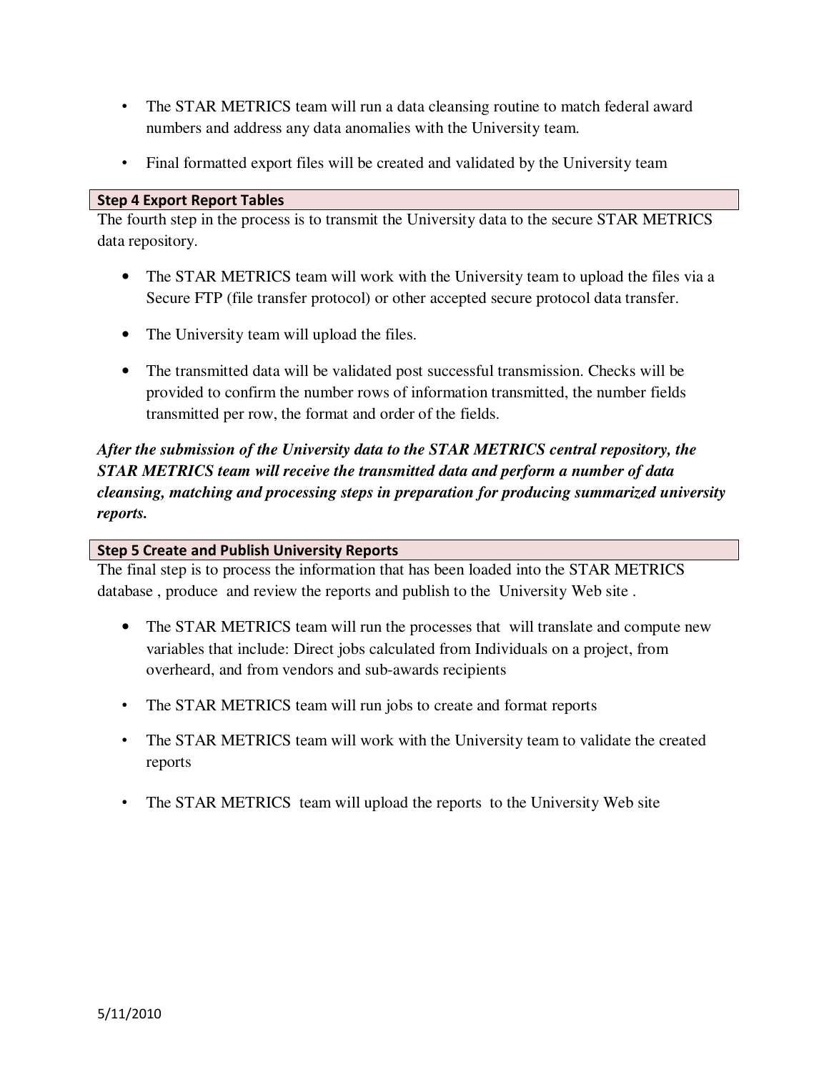- The STAR METRICS team will run a data cleansing routine to match federal award numbers and address any data anomalies with the University team.
- Final formatted export files will be created and validated by the University team

### Step 4 Export Report Tables

The fourth step in the process is to transmit the University data to the secure STAR METRICS data repository.

- The STAR METRICS team will work with the University team to upload the files via a Secure FTP (file transfer protocol) or other accepted secure protocol data transfer.
- The University team will upload the files.
- The transmitted data will be validated post successful transmission. Checks will be provided to confirm the number rows of information transmitted, the number fields transmitted per row, the format and order of the fields.

***After the submission of the University data to the STAR METRICS central repository, the STAR METRICS team will receive the transmitted data and perform a number of data cleansing, matching and processing steps in preparation for producing summarized university reports.***

### Step 5 Create and Publish University Reports

The final step is to process the information that has been loaded into the STAR METRICS database , produce and review the reports and publish to the University Web site .

- The STAR METRICS team will run the processes that will translate and compute new variables that include: Direct jobs calculated from Individuals on a project, from overheard, and from vendors and sub-awards recipients
- The STAR METRICS team will run jobs to create and format reports
- The STAR METRICS team will work with the University team to validate the created reports
- The STAR METRICS team will upload the reports to the University Web site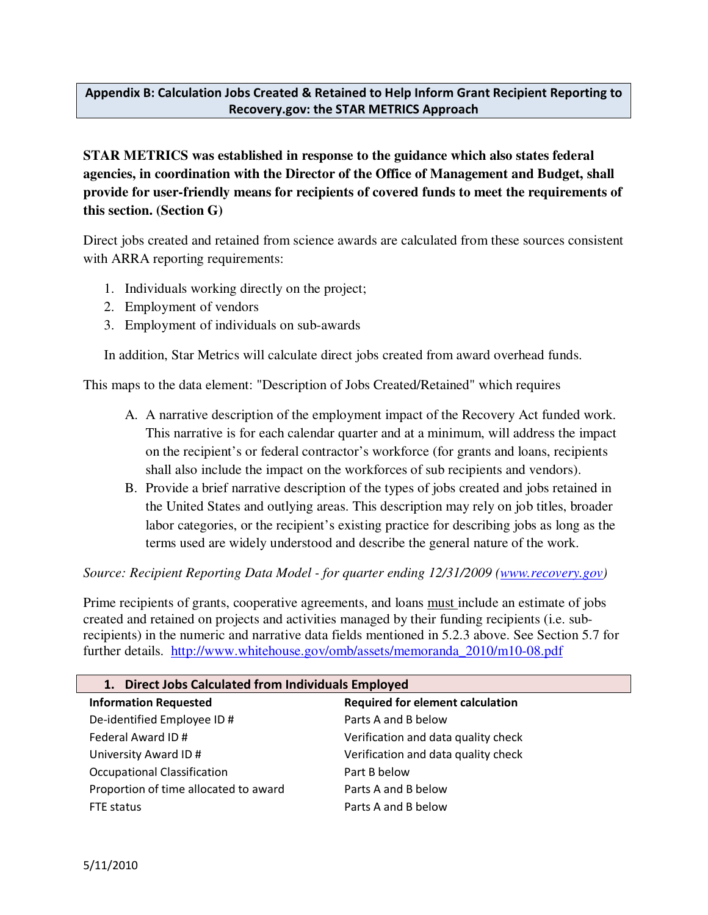## Appendix B: Calculation Jobs Created & Retained to Help Inform Grant Recipient Reporting to Recovery.gov: the STAR METRICS Approach

**STAR METRICS was established in response to the guidance which also states federal agencies, in coordination with the Director of the Office of Management and Budget, shall provide for user-friendly means for recipients of covered funds to meet the requirements of this section. (Section G)**

Direct jobs created and retained from science awards are calculated from these sources consistent with ARRA reporting requirements:

1. Individuals working directly on the project;
2. Employment of vendors
3. Employment of individuals on sub-awards

In addition, Star Metrics will calculate direct jobs created from award overhead funds.

This maps to the data element: "Description of Jobs Created/Retained" which requires

A. A narrative description of the employment impact of the Recovery Act funded work. This narrative is for each calendar quarter and at a minimum, will address the impact on the recipient's or federal contractor's workforce (for grants and loans, recipients shall also include the impact on the workforces of sub recipients and vendors).
B. Provide a brief narrative description of the types of jobs created and jobs retained in the United States and outlying areas. This description may rely on job titles, broader labor categories, or the recipient's existing practice for describing jobs as long as the terms used are widely understood and describe the general nature of the work.

*Source: Recipient Reporting Data Model - for quarter ending 12/31/2009 (www.recovery.gov)*

Prime recipients of grants, cooperative agreements, and loans <u>must</u> include an estimate of jobs created and retained on projects and activities managed by their funding recipients (i.e. sub-recipients) in the numeric and narrative data fields mentioned in 5.2.3 above. See Section 5.7 for further details. http://www.whitehouse.gov/omb/assets/memoranda_2010/m10-08.pdf

### 1. Direct Jobs Calculated from Individuals Employed

| Information Requested | Required for element calculation |
|---|---|
| De-identified Employee ID # | Parts A and B below |
| Federal Award ID # | Verification and data quality check |
| University Award ID # | Verification and data quality check |
| Occupational Classification | Part B below |
| Proportion of time allocated to award | Parts A and B below |
| FTE status | Parts A and B below |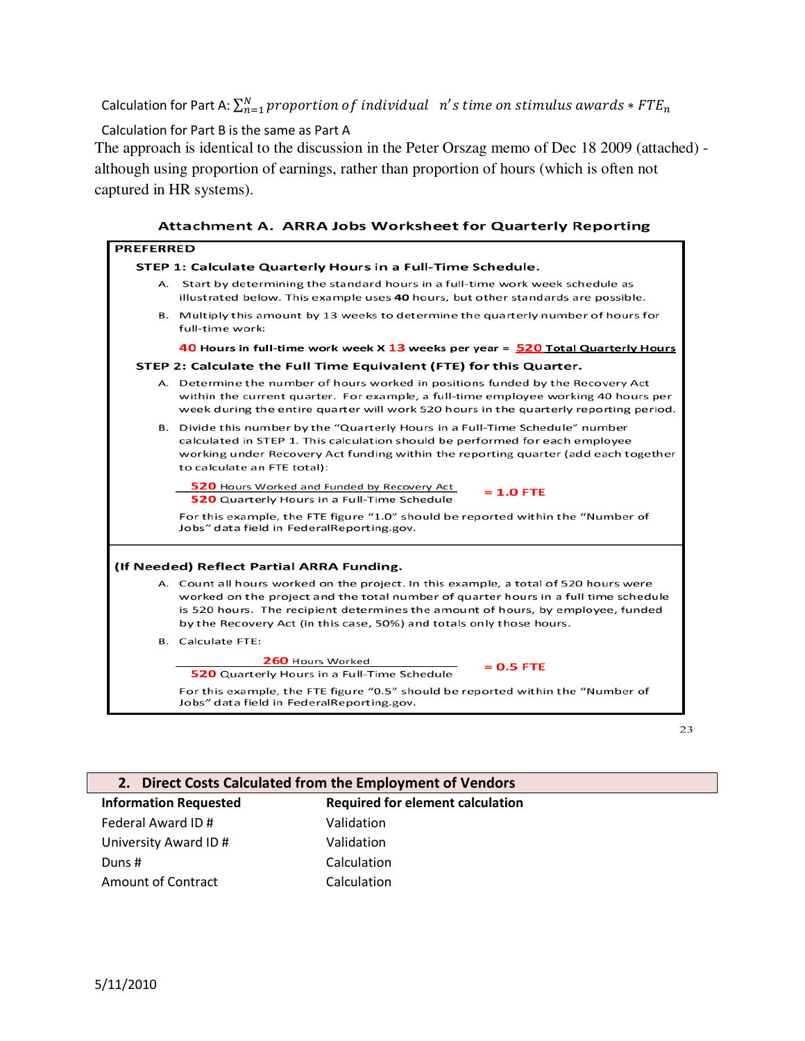Calculation for Part A: $\sum_{n=1}^{N} proportion\ of\ individual\ \ n's\ time\ on\ stimulus\ awards * FTE_n$

Calculation for Part B is the same as Part A

The approach is identical to the discussion in the Peter Orszag memo of Dec 18 2009 (attached) - although using proportion of earnings, rather than proportion of hours (which is often not captured in HR systems).

### Attachment A. ARRA Jobs Worksheet for Quarterly Reporting

**PREFERRED**

**STEP 1: Calculate Quarterly Hours in a Full-Time Schedule.**

A. Start by determining the standard hours in a full-time work week schedule as illustrated below. This example uses **40** hours, but other standards are possible.

B. Multiply this amount by 13 weeks to determine the quarterly number of hours for full-time work:

**40 Hours in full-time work week X 13 weeks per year = 520 Total Quarterly Hours**

**STEP 2: Calculate the Full Time Equivalent (FTE) for this Quarter.**

A. Determine the number of hours worked in positions funded by the Recovery Act within the current quarter. For example, a full-time employee working 40 hours per week during the entire quarter will work 520 hours in the quarterly reporting period.

B. Divide this number by the "Quarterly Hours in a Full-Time Schedule" number calculated in STEP 1. This calculation should be performed for each employee working under Recovery Act funding within the reporting quarter (add each together to calculate an FTE total):

$$\frac{\text{520 Hours Worked and Funded by Recovery Act}}{\text{520 Quarterly Hours in a Full-Time Schedule}} = \textbf{1.0 FTE}$$

For this example, the FTE figure "1.0" should be reported within the "Number of Jobs" data field in FederalReporting.gov.

**(If Needed) Reflect Partial ARRA Funding.**

A. Count all hours worked on the project. In this example, a total of 520 hours were worked on the project and the total number of quarter hours in a full time schedule is 520 hours. The recipient determines the amount of hours, by employee, funded by the Recovery Act (in this case, 50%) and totals only those hours.

B. Calculate FTE:

$$\frac{\text{260 Hours Worked}}{\text{520 Quarterly Hours in a Full-Time Schedule}} = \textbf{0.5 FTE}$$

For this example, the FTE figure "0.5" should be reported within the "Number of Jobs" data field in FederalReporting.gov.

## 2. Direct Costs Calculated from the Employment of Vendors

| Information Requested | Required for element calculation |
|---|---|
| Federal Award ID # | Validation |
| University Award ID # | Validation |
| Duns # | Calculation |
| Amount of Contract | Calculation |

5/11/2010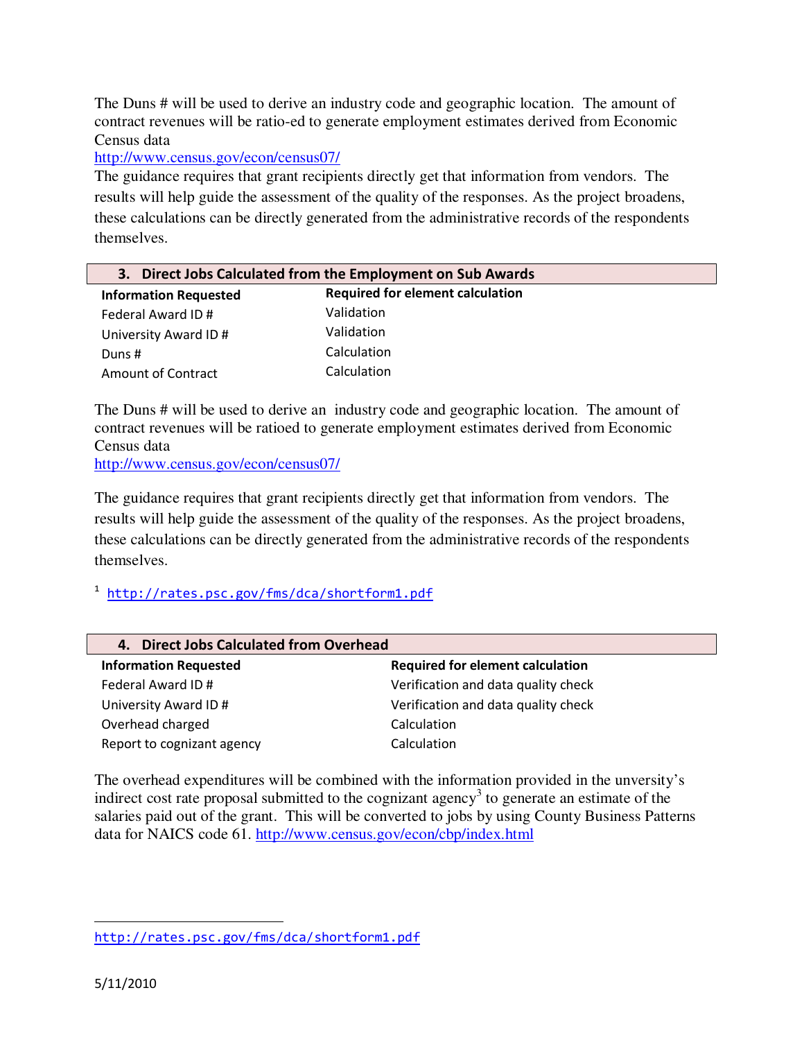The Duns # will be used to derive an industry code and geographic location. The amount of contract revenues will be ratio-ed to generate employment estimates derived from Economic Census data

http://www.census.gov/econ/census07/

The guidance requires that grant recipients directly get that information from vendors. The results will help guide the assessment of the quality of the responses. As the project broadens, these calculations can be directly generated from the administrative records of the respondents themselves.

## 3. Direct Jobs Calculated from the Employment on Sub Awards

| Information Requested | Required for element calculation |
|---|---|
| Federal Award ID # | Validation |
| University Award ID # | Validation |
| Duns # | Calculation |
| Amount of Contract | Calculation |

The Duns # will be used to derive an industry code and geographic location. The amount of contract revenues will be ratioed to generate employment estimates derived from Economic Census data

http://www.census.gov/econ/census07/

The guidance requires that grant recipients directly get that information from vendors. The results will help guide the assessment of the quality of the responses. As the project broadens, these calculations can be directly generated from the administrative records of the respondents themselves.

[1] http://rates.psc.gov/fms/dca/shortform1.pdf

## 4. Direct Jobs Calculated from Overhead

| Information Requested | Required for element calculation |
|---|---|
| Federal Award ID # | Verification and data quality check |
| University Award ID # | Verification and data quality check |
| Overhead charged | Calculation |
| Report to cognizant agency | Calculation |

The overhead expenditures will be combined with the information provided in the unversity's indirect cost rate proposal submitted to the cognizant agency[3] to generate an estimate of the salaries paid out of the grant. This will be converted to jobs by using County Business Patterns data for NAICS code 61. http://www.census.gov/econ/cbp/index.html

---

http://rates.psc.gov/fms/dca/shortform1.pdf

5/11/2010